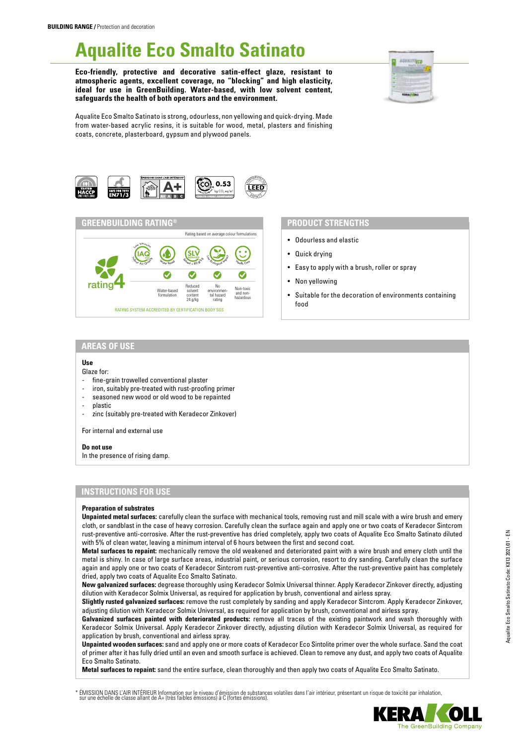**BUILDING RANGE /** Protection and decoration

# Aqualite Eco Smalto Satinato

**Eco-friendly, protective and decorative satin-effect glaze, resistant to atmospheric agents, excellent coverage, no "blocking" and high elasticity, ideal for use in GreenBuilding. Water-based, with low solvent content, safeguards the health of both operators and the environment.**

Aqualite Eco Smalto Satinato is strong, odourless, non yellowing and quick-drying. Made from water-based acrylic resins, it is suitable for wood, metal, plasters and finishing coats, concrete, plasterboard, gypsum and plywood panels.

## GREENBUILDING RATING®

Rating based on average colour formulations

rating 4

| Water-based formulation | Reduced solvent content 24 g/kg | No environmental hazard rating | Non-toxic and non-hazardous |
|---|---|---|---|
| ✓ | ✓ | ✓ | ✓ |

RATING SYSTEM ACCREDITED BY CERTIFICATION BODY SGS

## PRODUCT STRENGTHS

- Odourless and elastic
- Quick drying
- Easy to apply with a brush, roller or spray
- Non yellowing
- Suitable for the decoration of environments containing food

## AREAS OF USE

**Use**

Glaze for:
- fine-grain trowelled conventional plaster
- iron, suitably pre-treated with rust-proofing primer
- seasoned new wood or old wood to be repainted
- plastic
- zinc (suitably pre-treated with Keradecor Zinkover)

For internal and external use

**Do not use**

In the presence of rising damp.

## INSTRUCTIONS FOR USE

**Preparation of substrates**

**Unpainted metal surfaces:** carefully clean the surface with mechanical tools, removing rust and mill scale with a wire brush and emery cloth, or sandblast in the case of heavy corrosion. Carefully clean the surface again and apply one or two coats of Keradecor Sintcrom rust-preventive anti-corrosive. After the rust-preventive has dried completely, apply two coats of Aqualite Eco Smalto Satinato diluted with 5% of clean water, leaving a minimum interval of 6 hours between the first and second coat.

**Metal surfaces to repaint:** mechanically remove the old weakened and deteriorated paint with a wire brush and emery cloth until the metal is shiny. In case of large surface areas, industrial paint, or serious corrosion, resort to dry sanding. Carefully clean the surface again and apply one or two coats of Keradecor Sintcrom rust-preventive anti-corrosive. After the rust-preventive paint has completely dried, apply two coats of Aqualite Eco Smalto Satinato.

**New galvanized surfaces:** degrease thoroughly using Keradecor Solmix Universal thinner. Apply Keradecor Zinkover directly, adjusting dilution with Keradecor Solmix Universal, as required for application by brush, conventional and airless spray.

**Slightly rusted galvanized surfaces:** remove the rust completely by sanding and apply Keradecor Sintcrom. Apply Keradecor Zinkover, adjusting dilution with Keradecor Solmix Universal, as required for application by brush, conventional and airless spray.

**Galvanized surfaces painted with deteriorated products:** remove all traces of the existing paintwork and wash thoroughly with Keradecor Solmix Universal. Apply Keradecor Zinkover directly, adjusting dilution with Keradecor Solmix Universal, as required for application by brush, conventional and airless spray.

**Unpainted wooden surfaces:** sand and apply one or more coats of Keradecor Eco Sintolite primer over the whole surface. Sand the coat of primer after it has fully dried until an even and smooth surface is achieved. Clean to remove any dust, and apply two coats of Aqualite Eco Smalto Satinato.

**Metal surfaces to repaint:** sand the entire surface, clean thoroughly and then apply two coats of Aqualite Eco Smalto Satinato.

\* ÉMISSION DANS L'AIR INTÉRIEUR Information sur le niveau d'émission de substances volatiles dans l'air intérieur, présentant un risque de toxicité par inhalation, sur une échelle de classe allant de A+ (très faibles émissions) à C (fortes émissions).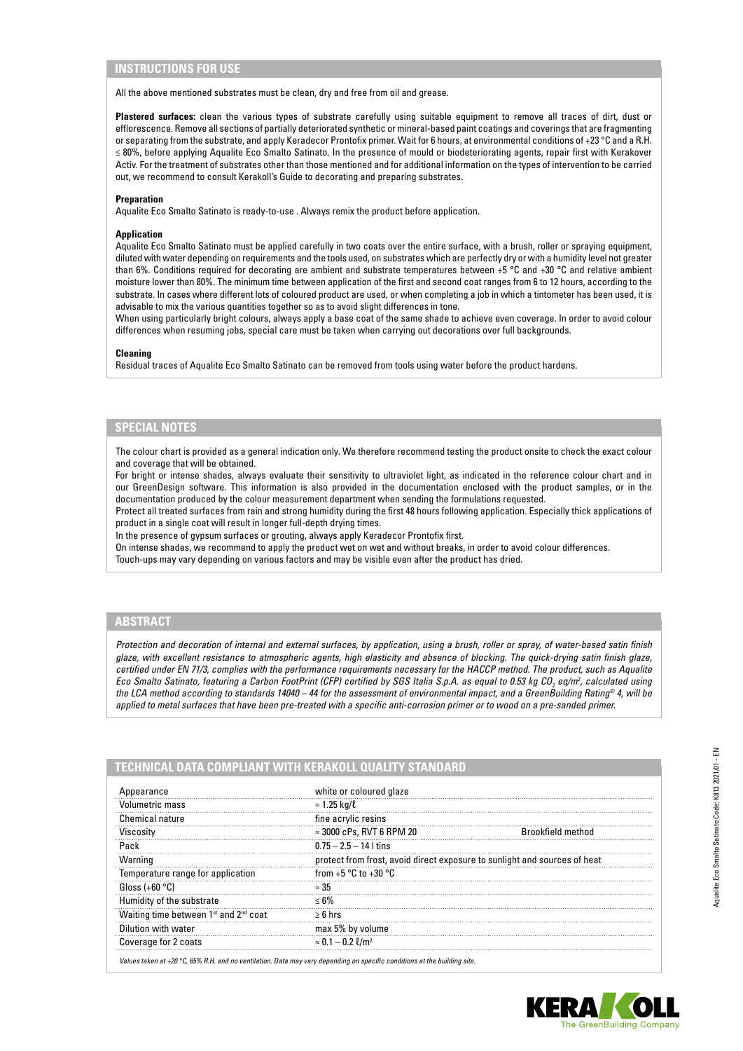## INSTRUCTIONS FOR USE

All the above mentioned substrates must be clean, dry and free from oil and grease.

**Plastered surfaces:** clean the various types of substrate carefully using suitable equipment to remove all traces of dirt, dust or efflorescence. Remove all sections of partially deteriorated synthetic or mineral-based paint coatings and coverings that are fragmenting or separating from the substrate, and apply Keradecor Prontofix primer. Wait for 6 hours, at environmental conditions of +23 °C and a R.H. ≤ 80%, before applying Aqualite Eco Smalto Satinato. In the presence of mould or biodeteriorating agents, repair first with Kerakover Activ. For the treatment of substrates other than those mentioned and for additional information on the types of intervention to be carried out, we recommend to consult Kerakoll's Guide to decorating and preparing substrates.

### Preparation

Aqualite Eco Smalto Satinato is ready-to-use . Always remix the product before application.

### Application

Aqualite Eco Smalto Satinato must be applied carefully in two coats over the entire surface, with a brush, roller or spraying equipment, diluted with water depending on requirements and the tools used, on substrates which are perfectly dry or with a humidity level not greater than 6%. Conditions required for decorating are ambient and substrate temperatures between +5 °C and +30 °C and relative ambient moisture lower than 80%. The minimum time between application of the first and second coat ranges from 6 to 12 hours, according to the substrate. In cases where different lots of coloured product are used, or when completing a job in which a tintometer has been used, it is advisable to mix the various quantities together so as to avoid slight differences in tone.

When using particularly bright colours, always apply a base coat of the same shade to achieve even coverage. In order to avoid colour differences when resuming jobs, special care must be taken when carrying out decorations over full backgrounds.

### Cleaning

Residual traces of Aqualite Eco Smalto Satinato can be removed from tools using water before the product hardens.

## SPECIAL NOTES

The colour chart is provided as a general indication only. We therefore recommend testing the product onsite to check the exact colour and coverage that will be obtained.

For bright or intense shades, always evaluate their sensitivity to ultraviolet light, as indicated in the reference colour chart and in our GreenDesign software. This information is also provided in the documentation enclosed with the product samples, or in the documentation produced by the colour measurement department when sending the formulations requested.

Protect all treated surfaces from rain and strong humidity during the first 48 hours following application. Especially thick applications of product in a single coat will result in longer full-depth drying times.

In the presence of gypsum surfaces or grouting, always apply Keradecor Prontofix first.

On intense shades, we recommend to apply the product wet on wet and without breaks, in order to avoid colour differences.

Touch-ups may vary depending on various factors and may be visible even after the product has dried.

## ABSTRACT

*Protection and decoration of internal and external surfaces, by application, using a brush, roller or spray, of water-based satin finish glaze, with excellent resistance to atmospheric agents, high elasticity and absence of blocking. The quick-drying satin finish glaze, certified under EN 71/3, complies with the performance requirements necessary for the HACCP method. The product, such as Aqualite Eco Smalto Satinato, featuring a Carbon FootPrint (CFP) certified by SGS Italia S.p.A. as equal to 0.53 kg $CO_2$ eq/m², calculated using the LCA method according to standards 14040 – 44 for the assessment of environmental impact, and a GreenBuilding Rating® 4, will be applied to metal surfaces that have been pre-treated with a specific anti-corrosion primer or to wood on a pre-sanded primer.*

## TECHNICAL DATA COMPLIANT WITH KERAKOLL QUALITY STANDARD

| | | |
|---|---|---|
| Appearance | white or coloured glaze | |
| Volumetric mass | ≈ 1.25 kg/ℓ | |
| Chemical nature | fine acrylic resins | |
| Viscosity | ≈ 3000 cPs, RVT 6 RPM 20 | Brookfield method |
| Pack | 0.75 – 2.5 – 14 l tins | |
| Warning | protect from frost, avoid direct exposure to sunlight and sources of heat | |
| Temperature range for application | from +5 °C to +30 °C | |
| Gloss (+60 °C) | ≈ 35 | |
| Humidity of the substrate | ≤ 6% | |
| Waiting time between 1st and 2nd coat | ≥ 6 hrs | |
| Dilution with water | max 5% by volume | |
| Coverage for 2 coats | ≈ 0.1 – 0.2 ℓ/m² | |

*Values taken at +20 °C, 65% R.H. and no ventilation. Data may vary depending on specific conditions at the building site.*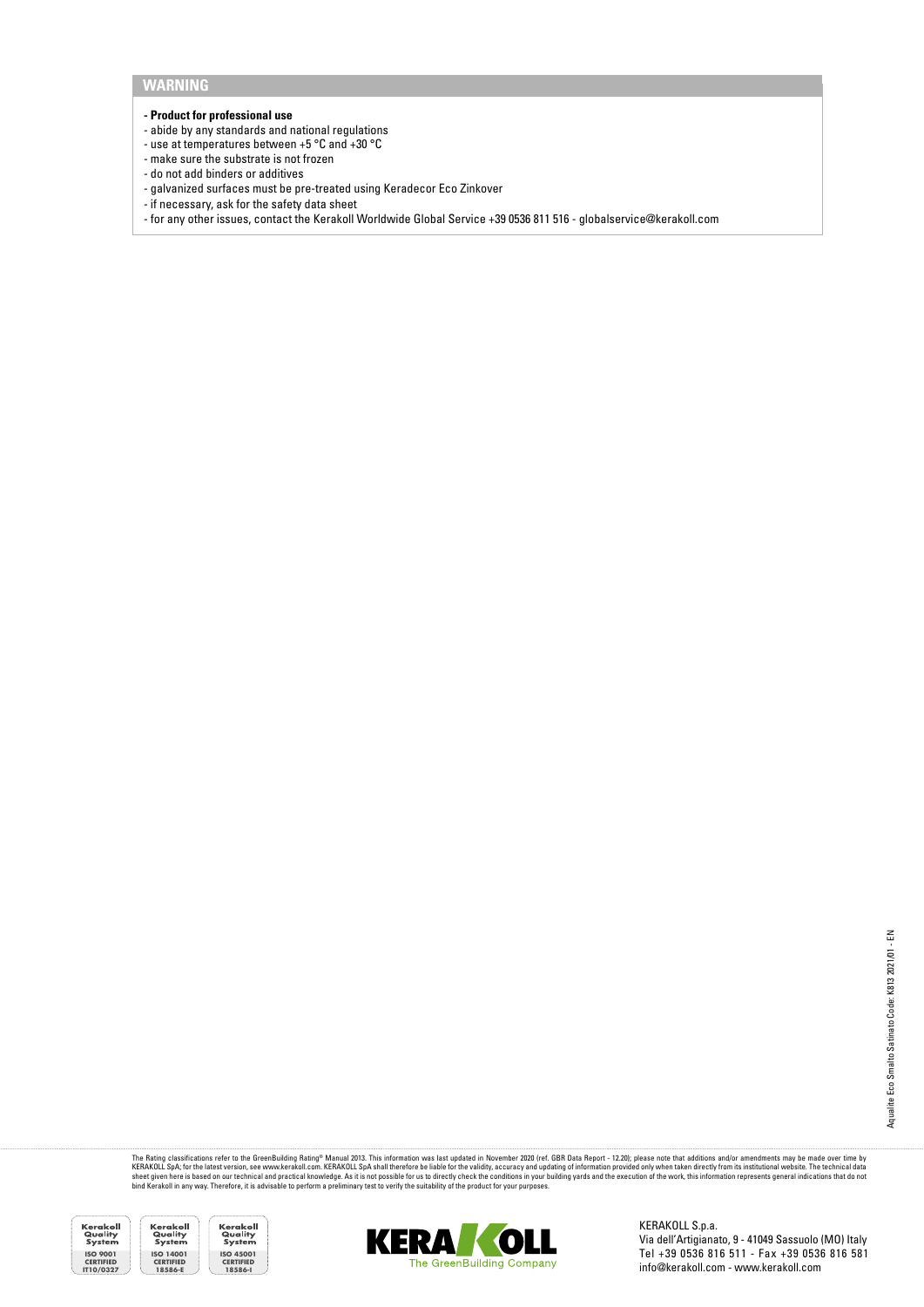## WARNING

- **Product for professional use**
- abide by any standards and national regulations
- use at temperatures between +5 °C and +30 °C
- make sure the substrate is not frozen
- do not add binders or additives
- galvanized surfaces must be pre-treated using Keradecor Eco Zinkover
- if necessary, ask for the safety data sheet
- for any other issues, contact the Kerakoll Worldwide Global Service +39 0536 811 516 - globalservice@kerakoll.com

Aqualite Eco Smalto Satinato Code: K813 2021/01 - EN

The Rating classifications refer to the GreenBuilding Rating® Manual 2013. This information was last updated in November 2020 (ref. GBR Data Report - 12.20); please note that additions and/or amendments may be made over time by KERAKOLL SpA; for the latest version, see www.kerakoll.com. KERAKOLL SpA shall therefore be liable for the validity, accuracy and updating of information provided only when taken directly from its institutional website. The technical data sheet given here is based on our technical and practical knowledge. As it is not possible for us to directly check the conditions in your building yards and the execution of the work, this information represents general indications that do not bind Kerakoll in any way. Therefore, it is advisable to perform a preliminary test to verify the suitability of the product for your purposes.

Kerakoll Quality System ISO 9001 CERTIFIED IT10/0327

Kerakoll Quality System ISO 14001 CERTIFIED 18586-E

Kerakoll Quality System ISO 45001 CERTIFIED 18586-I

KERAKOLL The GreenBuilding Company

KERAKOLL S.p.a.
Via dell'Artigianato, 9 - 41049 Sassuolo (MO) Italy
Tel +39 0536 816 511 - Fax +39 0536 816 581
info@kerakoll.com - www.kerakoll.com